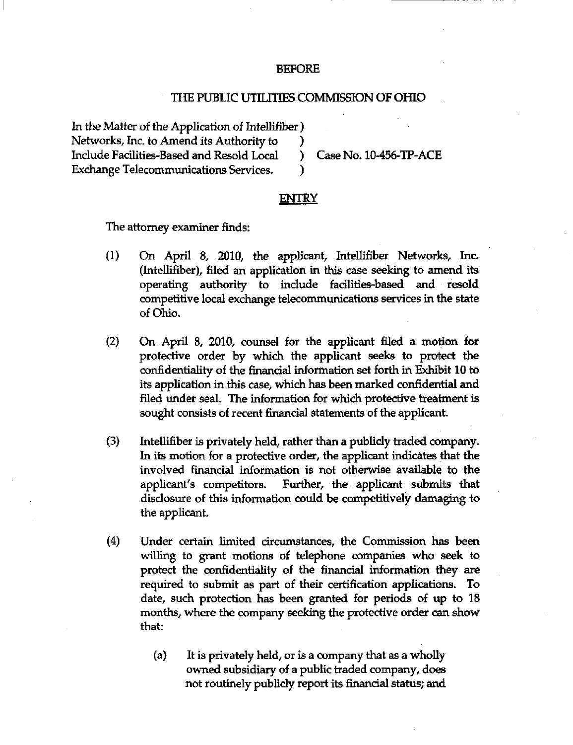BEFORE

THE PUBLIC UTILITIES COMMISSION OF OHIO

In the Matter of the Application of Intellifiber )
Networks, Inc. to Amend its Authority to )
Include Facilities-Based and Resold Local ) Case No. 10-456-TP-ACE
Exchange Telecommunications Services. )

## ENTRY

The attorney examiner finds:

(1) On April 8, 2010, the applicant, Intellifiber Networks, Inc. (Intellifiber), filed an application in this case seeking to amend its operating authority to include facilities-based and resold competitive local exchange telecommunications services in the state of Ohio.

(2) On April 8, 2010, counsel for the applicant filed a motion for protective order by which the applicant seeks to protect the confidentiality of the financial information set forth in Exhibit 10 to its application in this case, which has been marked confidential and filed under seal. The information for which protective treatment is sought consists of recent financial statements of the applicant.

(3) Intellifiber is privately held, rather than a publicly traded company. In its motion for a protective order, the applicant indicates that the involved financial information is not otherwise available to the applicant's competitors. Further, the applicant submits that disclosure of this information could be competitively damaging to the applicant.

(4) Under certain limited circumstances, the Commission has been willing to grant motions of telephone companies who seek to protect the confidentiality of the financial information they are required to submit as part of their certification applications. To date, such protection has been granted for periods of up to 18 months, where the company seeking the protective order can show that:

   (a) It is privately held, or is a company that as a wholly owned subsidiary of a public traded company, does not routinely publicly report its financial status; and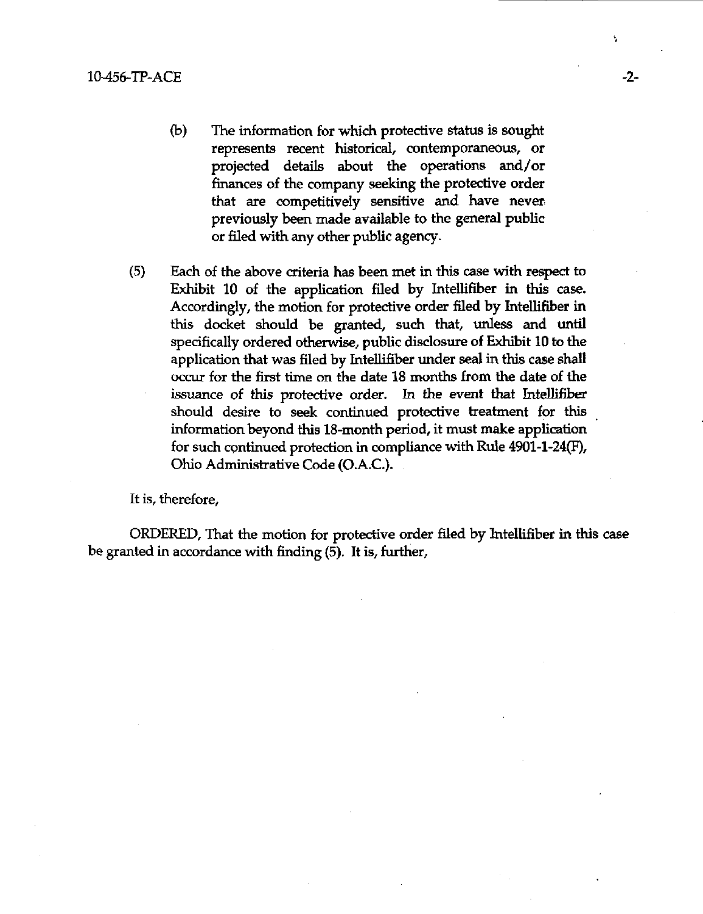(b) The information for which protective status is sought represents recent historical, contemporaneous, or projected details about the operations and/or finances of the company seeking the protective order that are competitively sensitive and have never previously been made available to the general public or filed with any other public agency.

(5) Each of the above criteria has been met in this case with respect to Exhibit 10 of the application filed by Intellifiber in this case. Accordingly, the motion for protective order filed by Intellifiber in this docket should be granted, such that, unless and until specifically ordered otherwise, public disclosure of Exhibit 10 to the application that was filed by Intellifiber under seal in this case shall occur for the first time on the date 18 months from the date of the issuance of this protective order. In the event that Intellifiber should desire to seek continued protective treatment for this information beyond this 18-month period, it must make application for such continued protection in compliance with Rule 4901-1-24(F), Ohio Administrative Code (O.A.C.).

It is, therefore,

ORDERED, That the motion for protective order filed by Intellifiber in this case be granted in accordance with finding (5). It is, further,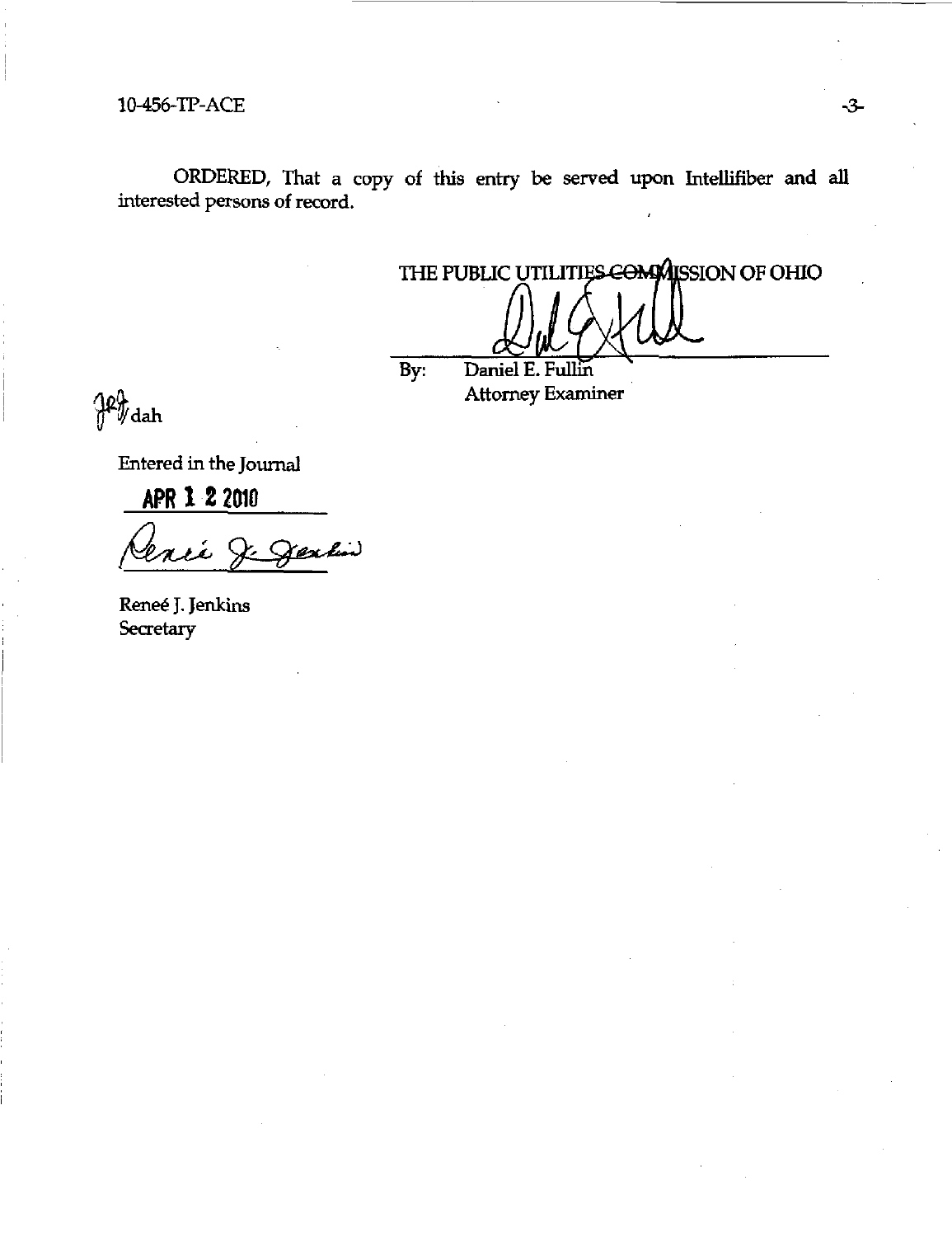ORDERED, That a copy of this entry be served upon Intellifiber and all interested persons of record.

THE PUBLIC UTILITIES COMMISSION OF OHIO

By: Daniel E. Fullin
Attorney Examiner

JRJ/dah

Entered in the Journal

APR 1 2 2010

Reneé J. Jenkins
Secretary